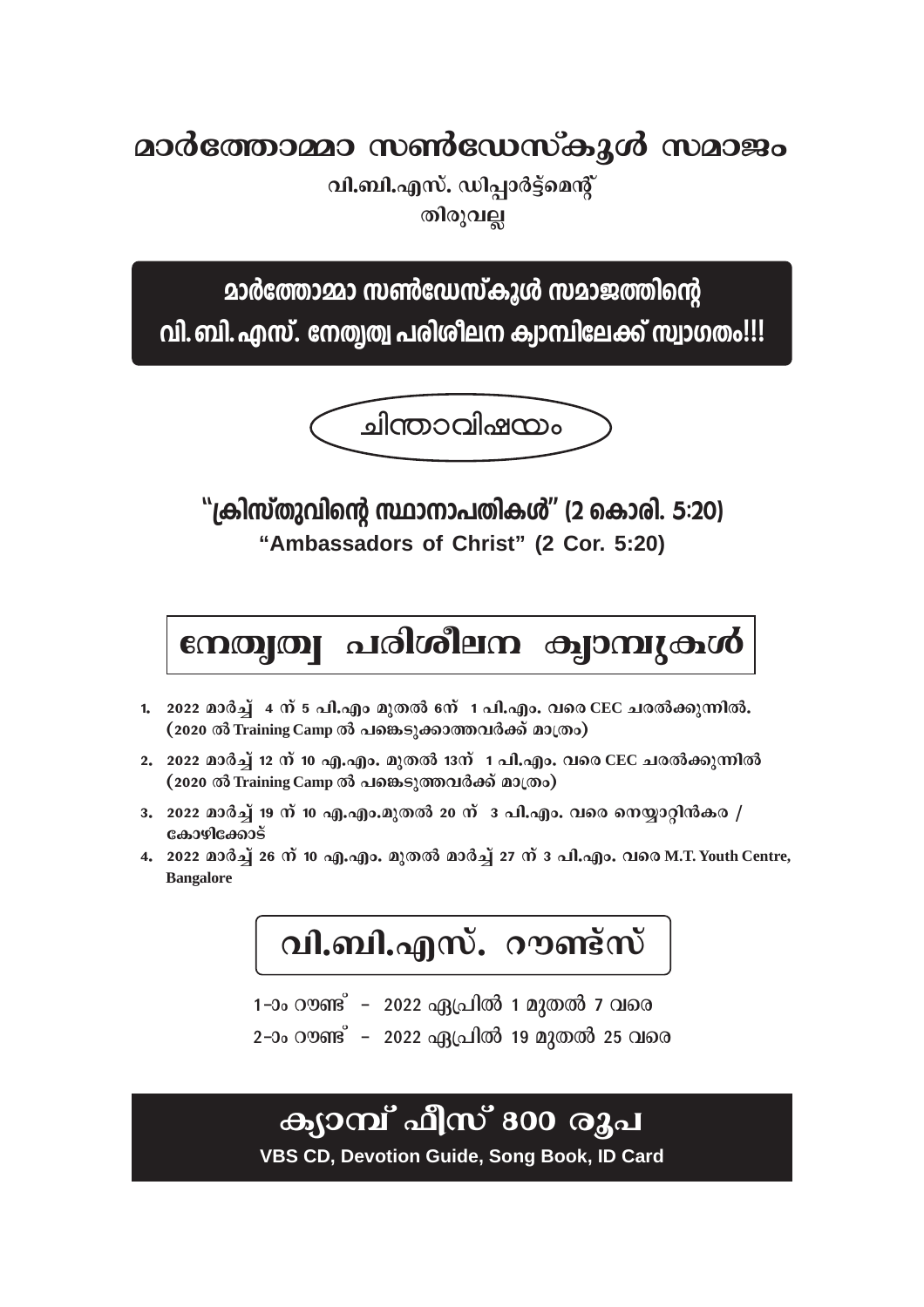# മാർത്തോമ്മാ സൺഡേസ്കൂൾ സമാജം

**വി.ബി.എസ്. ഡിപ്പാർട്ട്മെന്റ്**
**തിരുവല്ല**

## മാർത്തോമ്മാ സൺഡേസ്കൂൾ സമാജത്തിന്റെ വി.ബി.എസ്. നേതൃത്വ പരിശീലന ക്യാമ്പിലേക്ക് സ്വാഗതം!!!

### ചിന്താവിഷയം

## "ക്രിസ്തുവിന്റെ സ്ഥാനാപതികൾ" (2 കൊരി. 5:20)

**"Ambassadors of Christ" (2 Cor. 5:20)**

## നേതൃത്വ പരിശീലന ക്യാമ്പുകൾ

1. **2022 മാർച്ച് 4 ന് 5 പി.എം. മുതൽ 6ന് 1 പി.എം. വരെ CEC ചരൽക്കുന്നിൽ. (2020 ൽ Training Camp ൽ പങ്കെടുക്കാത്തവർക്ക് മാത്രം)**
2. **2022 മാർച്ച് 12 ന് 10 എ.എം. മുതൽ 13ന് 1 പി.എം. വരെ CEC ചരൽക്കുന്നിൽ (2020 ൽ Training Camp ൽ പങ്കെടുത്തവർക്ക് മാത്രം)**
3. **2022 മാർച്ച് 19 ന് 10 എ.എം.മുതൽ 20 ന് 3 പി.എം. വരെ നെയ്യാറ്റിൻകര / കോഴിക്കോട്**
4. **2022 മാർച്ച് 26 ന് 10 എ.എം. മുതൽ മാർച്ച് 27 ന് 3 പി.എം. വരെ M.T. Youth Centre, Bangalore**

## വി.ബി.എസ്. റൗണ്ട്സ്

1-ാം റൗണ്ട് - 2022 ഏപ്രിൽ 1 മുതൽ 7 വരെ
2-ാം റൗണ്ട് - 2022 ഏപ്രിൽ 19 മുതൽ 25 വരെ

## ക്യാമ്പ് ഫീസ് 800 രൂപ

**VBS CD, Devotion Guide, Song Book, ID Card**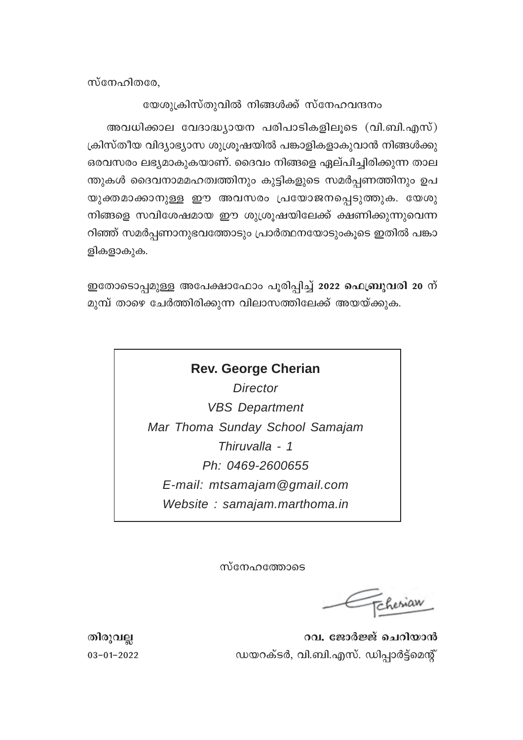സ്നേഹിതരേ,

യേശുക്രിസ്തുവിൽ നിങ്ങൾക്ക് സ്നേഹവന്ദനം

അവധിക്കാല വേദാദ്ധ്യായന പരിപാടികളിലൂടെ (വി.ബി.എസ്) ക്രിസ്തീയ വിദ്യാഭ്യാസ ശുശ്രൂഷയിൽ പങ്കാളികളാകുവാൻ നിങ്ങൾക്കു ഒരവസരം ലഭ്യമാകുകയാണ്. ദൈവം നിങ്ങളെ ഏല്പിച്ചിരിക്കുന്ന താലന്തുകൾ ദൈവനാമമഹത്വത്തിനും കുട്ടികളുടെ സമർപ്പണത്തിനും ഉപയുക്തമാക്കാനുള്ള ഈ അവസരം പ്രയോജനപ്പെടുത്തുക. യേശു നിങ്ങളെ സവിശേഷമായ ഈ ശുശ്രൂഷയിലേക്ക് ക്ഷണിക്കുന്നുവെന്നറിഞ്ഞ് സമർപ്പണാനുഭവത്തോടും പ്രാർത്ഥനയോടുംകൂടെ ഇതിൽ പങ്കാളികളാകുക.

ഇതോടൊപ്പമുള്ള അപേക്ഷാഫോം പൂരിപ്പിച്ച് **2022 ഫെബ്രുവരി 20** ന് മുമ്പ് താഴെ ചേർത്തിരിക്കുന്ന വിലാസത്തിലേക്ക് അയയ്ക്കുക.

**Rev. George Cherian**
*Director*
*VBS Department*
*Mar Thoma Sunday School Samajam*
*Thiruvalla - 1*
*Ph: 0469-2600655*
*E-mail: mtsamajam@gmail.com*
*Website : samajam.marthoma.in*

സ്നേഹത്തോടെ

**തിരുവല്ല**
03-01-2022

**റവ. ജോർജ്ജ് ചെറിയാൻ**
ഡയറക്ടർ, വി.ബി.എസ്. ഡിപ്പാർട്ട്മെന്റ്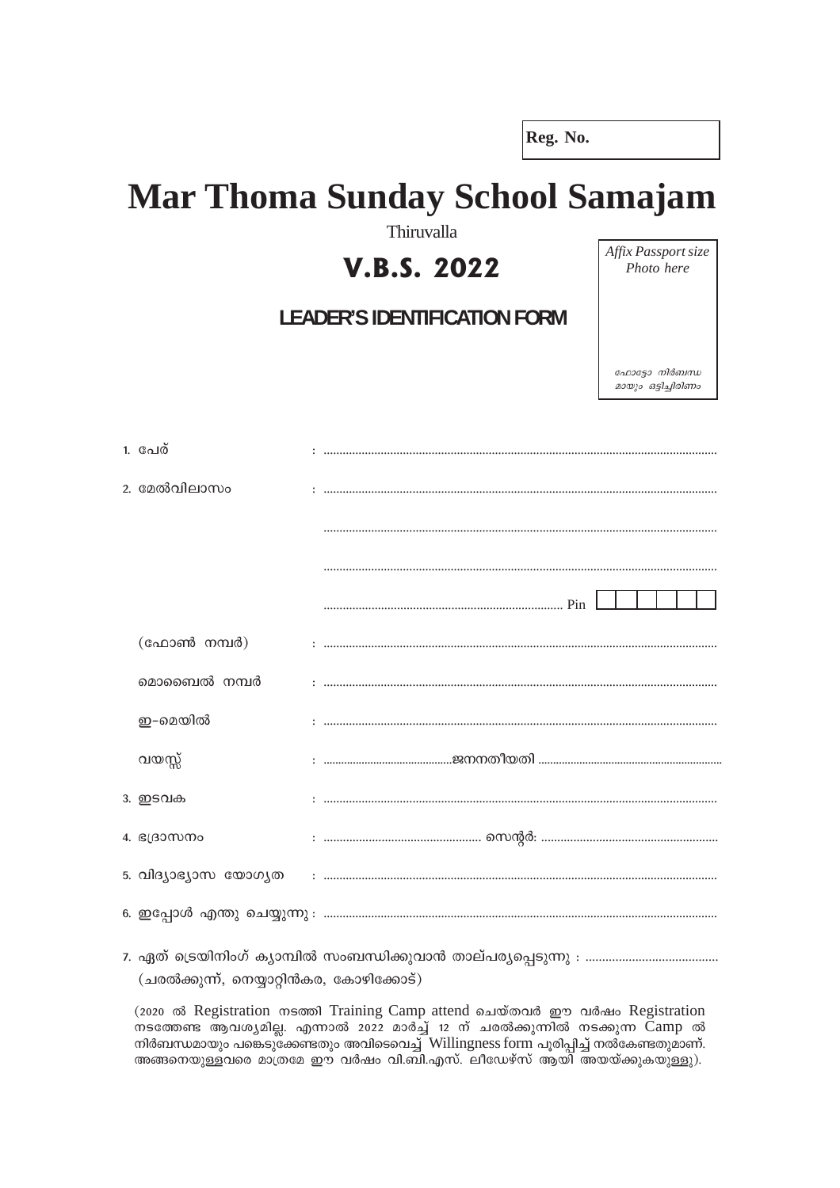**Reg. No.**

# Mar Thoma Sunday School Samajam

Thiruvalla

## V.B.S. 2022

### LEADER'S IDENTIFICATION FORM

*Affix Passport size Photo here*

*ഫോട്ടോ നിർബന്ധ മായും ഒട്ടിച്ചിരിക്കണം*

1. പേര് : ..........................................................................................................

2. മേൽവിലാസം : ..........................................................................................................

..........................................................................................................

..........................................................................................................

.......................................................................... Pin

(ഫോൺ നമ്പർ) : ..........................................................................................................

മൊബൈൽ നമ്പർ : ..........................................................................................................

ഇ–മെയിൽ : ..........................................................................................................

വയസ്സ് : ..........................................ജനനതീയതി ..............................................................

3. ഇടവക : ..........................................................................................................

4. ഭദ്രാസനം : ................................................ സെന്റർ: ......................................................

5. വിദ്യാഭ്യാസ യോഗ്യത : ..........................................................................................................

6. ഇപ്പോൾ എന്തു ചെയ്യുന്നു : ..........................................................................................................

7. ഏത് ട്രെയിനിംഗ് ക്യാമ്പിൽ സംബന്ധിക്കുവാൻ താല്പര്യപ്പെടുന്നു : ........................................
(ചരൽക്കുന്ന്, നെയ്യാറ്റിൻകര, കോഴിക്കോട്)

(2020 ൽ Registration നടത്തി Training Camp attend ചെയ്തവർ ഈ വർഷം Registration നടത്തേണ്ട ആവശ്യമില്ല. എന്നാൽ 2022 മാർച്ച് 12 ന് ചരൽക്കുന്നിൽ നടക്കുന്ന Camp ൽ നിർബന്ധമായും പങ്കെടുക്കേണ്ടതും അവിടെവെച്ച് Willingness form പൂരിപ്പിച്ച് നൽകേണ്ടതുമാണ്. അങ്ങനെയുള്ളവരെ മാത്രമേ ഈ വർഷം വി.ബി.എസ്. ലീഡേഴ്സ് ആയി അയയ്ക്കുകയുള്ളൂ).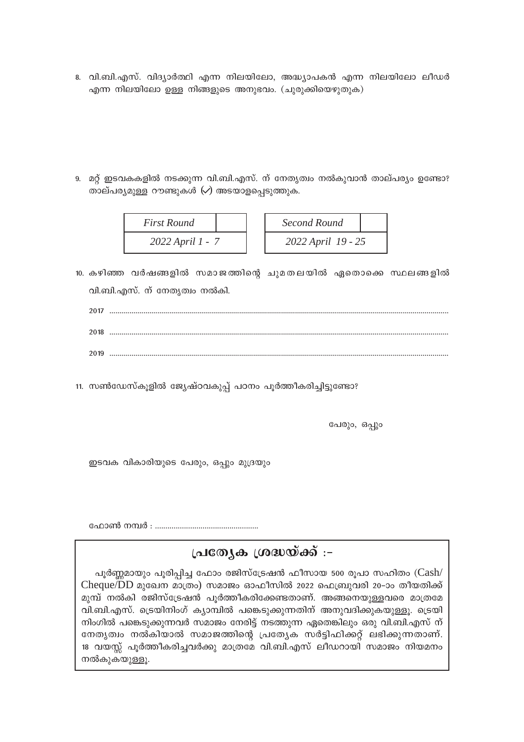8. വി.ബി.എസ്. വിദ്യാർത്ഥി എന്ന നിലയിലോ, അദ്ധ്യാപകൻ എന്ന നിലയിലോ ലീഡർ എന്ന നിലയിലോ ഉള്ള നിങ്ങളുടെ അനുഭവം. (ചുരുക്കിയെഴുതുക)

9. മറ്റ് ഇടവകകളിൽ നടക്കുന്ന വി.ബി.എസ്. ന് നേതൃത്വം നൽകുവാൻ താല്പര്യം ഉണ്ടോ? താല്പര്യമുള്ള റൗണ്ടുകൾ (✓) അടയാളപ്പെടുത്തുക.

| | | | |
|---|---|---|---|
| *First Round* | | *Second Round* | |
| *2022 April 1 - 7* | | *2022 April 19 - 25* | |

10. കഴിഞ്ഞ വർഷങ്ങളിൽ സമാജത്തിന്റെ ചുമതലയിൽ ഏതൊക്കെ സ്ഥലങ്ങളിൽ വി.ബി.എസ്. ന് നേതൃത്വം നൽകി.

2017 ..........................................................................................................................................

2018 ..........................................................................................................................................

2019 ..........................................................................................................................................

11. സൺഡേസ്കൂളിൽ ജ്യേഷ്ഠവകുപ്പ് പഠനം പൂർത്തീകരിച്ചിട്ടുണ്ടോ?

പേരും, ഒപ്പും

ഇടവക വികാരിയുടെ പേരും, ഒപ്പും മുദ്രയും

ഫോൺ നമ്പർ : .................................................

## പ്രത്യേക ശ്രദ്ധയ്ക്ക് :-

പൂർണ്ണമായും പൂരിപ്പിച്ച ഫോം രജിസ്ട്രേഷൻ ഫീസായ 500 രൂപാ സഹിതം (Cash/ Cheque/DD മുഖേന മാത്രം) സമാജം ഓഫീസിൽ 2022 ഫെബ്രുവരി 20-ാം തീയതിക്ക് മുമ്പ് നൽകി രജിസ്ട്രേഷൻ പൂർത്തീകരിക്കേണ്ടതാണ്. അങ്ങനെയുള്ളവരെ മാത്രമേ വി.ബി.എസ്. ട്രെയിനിംഗ് ക്യാമ്പിൽ പങ്കെടുക്കുന്നതിന് അനുവദിക്കുകയുള്ളൂ. ട്രെയിനിംഗിൽ പങ്കെടുക്കുന്നവർ സമാജം നേരിട്ട് നടത്തുന്ന ഏതെങ്കിലും ഒരു വി.ബി.എസ് ന് നേതൃത്വം നൽകിയാൽ സമാജത്തിന്റെ പ്രത്യേക സർട്ടിഫിക്കറ്റ് ലഭിക്കുന്നതാണ്. 18 വയസ്സ് പൂർത്തീകരിച്ചവർക്കു മാത്രമേ വി.ബി.എസ് ലീഡറായി സമാജം നിയമനം നൽകുകയുള്ളൂ.